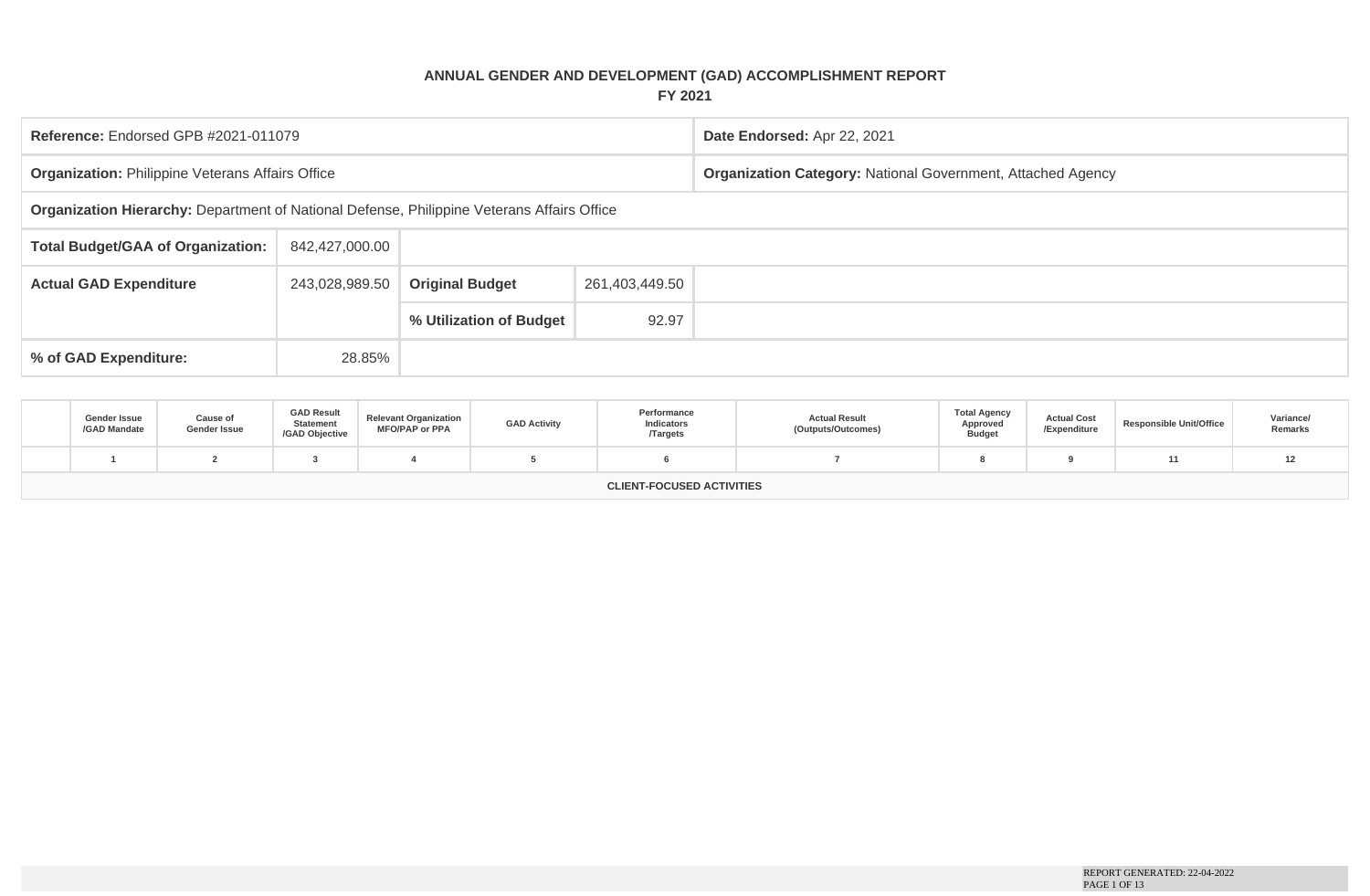# ANNUAL GENDER AND DEVELOPMENT (GAD) ACCOMPLISHMENT REPORT

## FY 2021

| **Reference:** Endorsed GPB #2021-011079 | | | | **Date Endorsed:** Apr 22, 2021 |
|---|---|---|---|---|
| **Organization:** Philippine Veterans Affairs Office | | | | **Organization Category:** National Government, Attached Agency |
| **Organization Hierarchy:** Department of National Defense, Philippine Veterans Affairs Office | | | | |
| **Total Budget/GAA of Organization:** | 842,427,000.00 | | | |
| **Actual GAD Expenditure** | 243,028,989.50 | **Original Budget** | 261,403,449.50 | |
| | | **% Utilization of Budget** | 92.97 | |
| **% of GAD Expenditure:** | 28.85% | | | |

| | Gender Issue /GAD Mandate | Cause of Gender Issue | GAD Result Statement /GAD Objective | Relevant Organization MFO/PAP or PPA | GAD Activity | Performance Indicators /Targets | Actual Result (Outputs/Outcomes) | Total Agency Approved Budget | Actual Cost /Expenditure | Responsible Unit/Office | Variance/ Remarks |
|---|---|---|---|---|---|---|---|---|---|---|---|
| | 1 | 2 | 3 | 4 | 5 | 6 | 7 | 8 | 9 | 11 | 12 |
| CLIENT-FOCUSED ACTIVITIES | | | | | | | | | | | |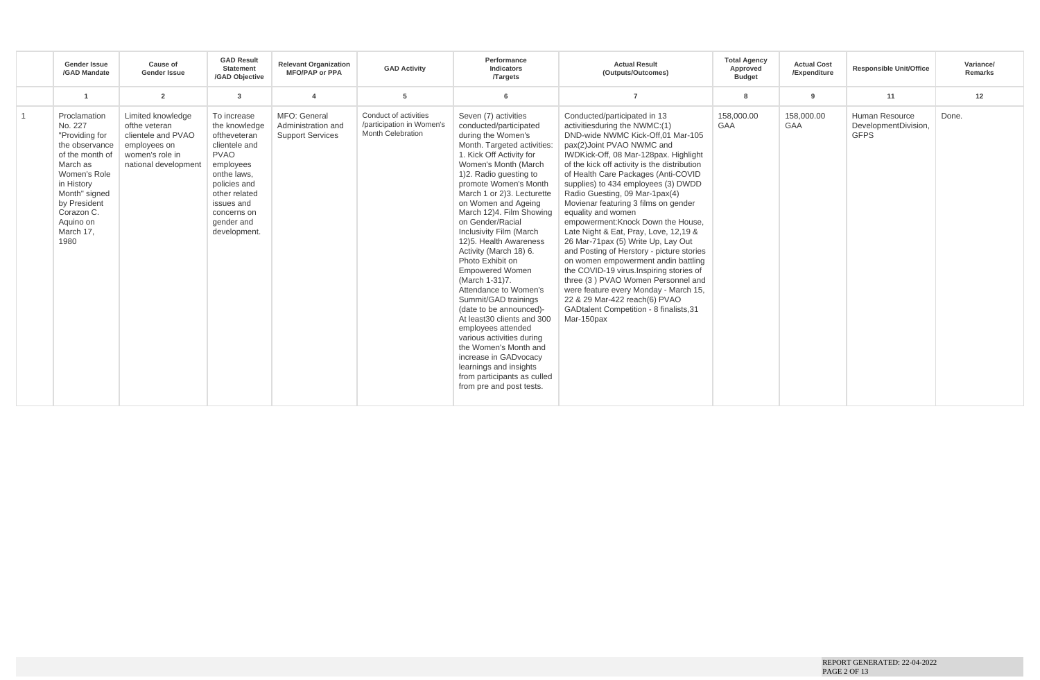| | Gender Issue /GAD Mandate | Cause of Gender Issue | GAD Result Statement /GAD Objective | Relevant Organization MFO/PAP or PPA | GAD Activity | Performance Indicators /Targets | Actual Result (Outputs/Outcomes) | Total Agency Approved Budget | Actual Cost /Expenditure | Responsible Unit/Office | Variance/ Remarks |
|---|---|---|---|---|---|---|---|---|---|---|---|
| | 1 | 2 | 3 | 4 | 5 | 6 | 7 | 8 | 9 | 11 | 12 |
| 1 | Proclamation No. 227 "Providing for the observance of the month of March as Women's Role in History Month" signed by President Corazon C. Aquino on March 17, 1980 | Limited knowledge ofthe veteran clientele and PVAO employees on women's role in national development | To increase the knowledge oftheveteran clientele and PVAO employees onthe laws, policies and other related issues and concerns on gender and development. | MFO: General Administration and Support Services | Conduct of activities /participation in Women's Month Celebration | Seven (7) activities conducted/participated during the Women's Month. Targeted activities: 1. Kick Off Activity for Women's Month (March 1)2. Radio guesting to promote Women's Month March 1 or 2)3. Lecturette on Women and Ageing March 12)4. Film Showing on Gender/Racial Inclusivity Film (March 12)5. Health Awareness Activity (March 18) 6. Photo Exhibit on Empowered Women (March 1-31)7. Attendance to Women's Summit/GAD trainings (date to be announced)- At least30 clients and 300 employees attended various activities during the Women's Month and increase in GADvocacy learnings and insights from participants as culled from pre and post tests. | Conducted/participated in 13 activitiesduring the NWMC:(1) DND-wide NWMC Kick-Off,01 Mar-105 pax(2)Joint PVAO NWMC and IWDKick-Off, 08 Mar-128pax. Highlight of the kick off activity is the distribution of Health Care Packages (Anti-COVID supplies) to 434 employees (3) DWDD Radio Guesting, 09 Mar-1pax(4) Movienar featuring 3 films on gender equality and women empowerment:Knock Down the House, Late Night & Eat, Pray, Love, 12,19 & 26 Mar-71pax (5) Write Up, Lay Out and Posting of Herstory - picture stories on women empowerment andin battling the COVID-19 virus.Inspiring stories of three (3 ) PVAO Women Personnel and were feature every Monday - March 15, 22 & 29 Mar-422 reach(6) PVAO GADtalent Competition - 8 finalists,31 Mar-150pax | 158,000.00 GAA | 158,000.00 GAA | Human Resource DevelopmentDivision, GFPS | Done. |

REPORT GENERATED: 22-04-2022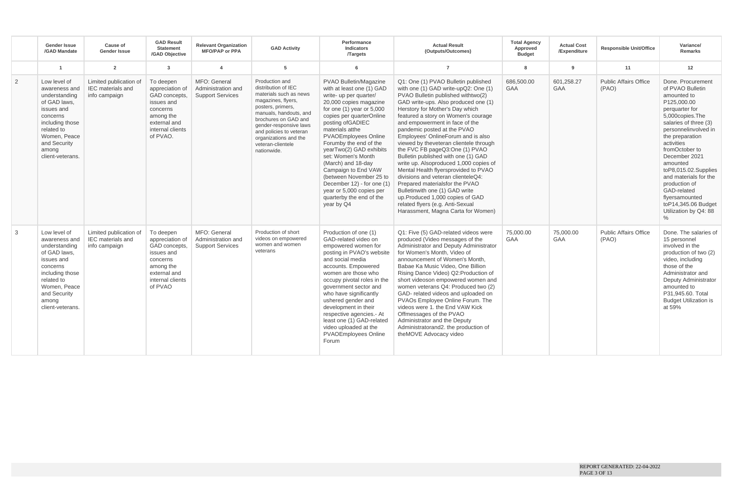| | Gender Issue /GAD Mandate | Cause of Gender Issue | GAD Result Statement /GAD Objective | Relevant Organization MFO/PAP or PPA | GAD Activity | Performance Indicators /Targets | Actual Result (Outputs/Outcomes) | Total Agency Approved Budget | Actual Cost /Expenditure | Responsible Unit/Office | Variance/ Remarks |
|---|---|---|---|---|---|---|---|---|---|---|---|
| | 1 | 2 | 3 | 4 | 5 | 6 | 7 | 8 | 9 | 11 | 12 |
| 2 | Low level of awareness and understanding of GAD laws, issues and concerns including those related to Women, Peace and Security among client-veterans. | Limited publication of IEC materials and info campaign | To deepen appreciation of GAD concepts, issues and concerns among the external and internal clients of PVAO. | MFO: General Administration and Support Services | Production and distribution of IEC materials such as news magazines, flyers, posters, primers, manuals, handouts, and brochures on GAD and gender-responsive laws and policies to veteran organizations and the veteran-clientele nationwide. | PVAO Bulletin/Magazine with at least one (1) GAD write- up per quarter/ 20,000 copies magazine for one (1) year or 5,000 copies per quarterOnline posting ofGADIEC materials atthe PVAOEmployees Online Forumby the end of the yearTwo(2) GAD exhibits set: Women's Month (March) and 18-day Campaign to End VAW (between November 25 to December 12) - for one (1) year or 5,000 copies per quarterby the end of the year by Q4 | Q1: One (1) PVAO Bulletin published with one (1) GAD write-upQ2: One (1) PVAO Bulletin published withtwo(2) GAD write-ups. Also produced one (1) Herstory for Mother's Day which featured a story on Women's courage and empowerment in face of the pandemic posted at the PVAO Employees' OnlineForum and is also viewed by theveteran clientele through the FVC FB pageQ3:One (1) PVAO Bulletin published with one (1) GAD write up. Alsoproduced 1,000 copies of Mental Health flyersprovided to PVAO divisions and veteran clienteleQ4: Prepared materialsfor the PVAO Bulletinwith one (1) GAD write up.Produced 1,000 copies of GAD related flyers (e.g. Anti-Sexual Harassment, Magna Carta for Women) | 686,500.00 GAA | 601,258.27 GAA | Public Affairs Office (PAO) | Done. Procurement of PVAO Bulletin amounted to P125,000.00 perquarter for 5,000copies.The salaries of three (3) personnelinvolved in the preparation activities fromOctober to December 2021 amounted toP8,015.02.Supplies and materials for the production of GAD-related flyersamounted toP14,345.06 Budget Utilization by Q4: 88 % |
| 3 | Low level of awareness and understanding of GAD laws, issues and concerns including those related to Women, Peace and Security among client-veterans. | Limited publication of IEC materials and info campaign | To deepen appreciation of GAD concepts, issues and concerns among the external and internal clients of PVAO | MFO: General Administration and Support Services | Production of short videos on empowered women and women veterans | Production of one (1) GAD-related video on empowered women for posting in PVAO's website and social media accounts. Empowered women are those who occupy pivotal roles in the government sector and who have significantly ushered gender and development in their respective agencies.- At least one (1) GAD-related video uploaded at the PVAOEmployees Online Forum | Q1: Five (5) GAD-related videos were produced (Video messages of the Administrator and Deputy Administrator for Women's Month, Video of announcement of Women's Month, Babae Ka Music Video, One Billion Rising Dance Video) Q2:Production of short videoson empowered women and women veterans Q4: Produced two (2) GAD- related videos and uploaded on PVAOs Employee Online Forum. The videos were 1. the End VAW Kick Offmessages of the PVAO Administrator and the Deputy Administratorand2. the production of theMOVE Advocacy video | 75,000.00 GAA | 75,000.00 GAA | Public Affairs Office (PAO) | Done. The salaries of 15 personnel involved in the production of two (2) video, including those of the Administrator and Deputy Administrator amounted to P31,945.60. Total Budget Utilization is at 59% |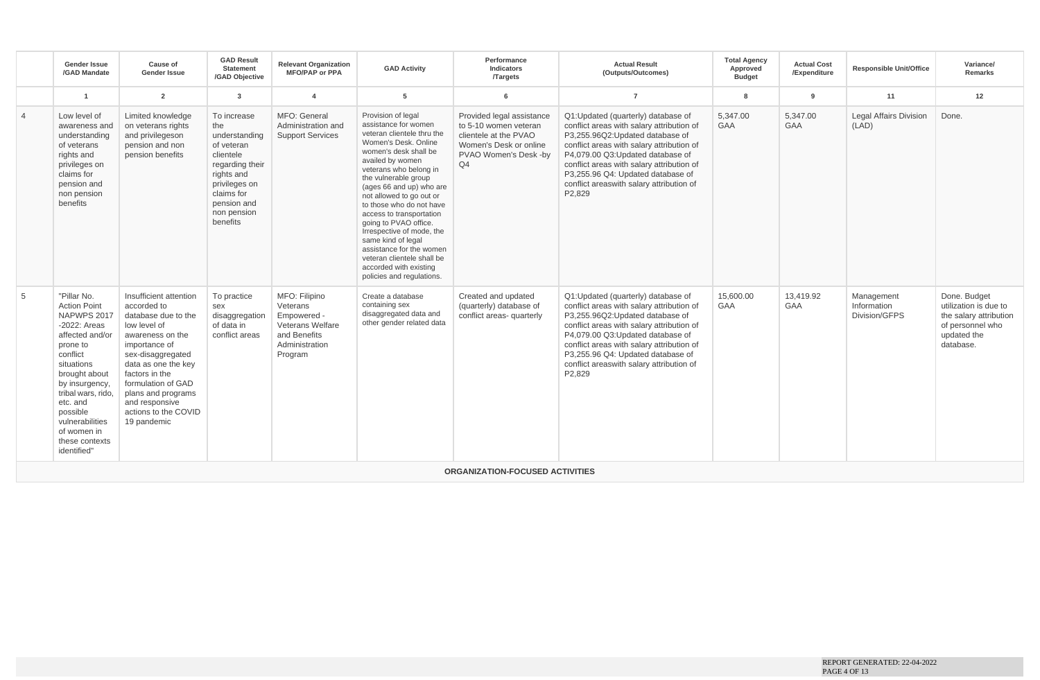| | Gender Issue /GAD Mandate | Cause of Gender Issue | GAD Result Statement /GAD Objective | Relevant Organization MFO/PAP or PPA | GAD Activity | Performance Indicators /Targets | Actual Result (Outputs/Outcomes) | Total Agency Approved Budget | Actual Cost /Expenditure | Responsible Unit/Office | Variance/ Remarks |
|---|---|---|---|---|---|---|---|---|---|---|---|
| | 1 | 2 | 3 | 4 | 5 | 6 | 7 | 8 | 9 | 11 | 12 |
| 4 | Low level of awareness and understanding of veterans rights and privileges on claims for pension and non pension benefits | Limited knowledge on veterans rights and privilegeson pension and non pension benefits | To increase the understanding of veteran clientele regarding their rights and privileges on claims for pension and non pension benefits | MFO: General Administration and Support Services | Provision of legal assistance for women veteran clientele thru the Women's Desk. Online women's desk shall be availed by women veterans who belong in the vulnerable group (ages 66 and up) who are not allowed to go out or to those who do not have access to transportation going to PVAO office. Irrespective of mode, the same kind of legal assistance for the women veteran clientele shall be accorded with existing policies and regulations. | Provided legal assistance to 5-10 women veteran clientele at the PVAO Women's Desk or online PVAO Women's Desk -by Q4 | Q1:Updated (quarterly) database of conflict areas with salary attribution of P3,255.96Q2:Updated database of conflict areas with salary attribution of P4,079.00 Q3:Updated database of conflict areas with salary attribution of P3,255.96 Q4: Updated database of conflict areaswith salary attribution of P2,829 | 5,347.00 GAA | 5,347.00 GAA | Legal Affairs Division (LAD) | Done. |
| 5 | "Pillar No. Action Point NAPWPS 2017 -2022: Areas affected and/or prone to conflict situations brought about by insurgency, tribal wars, rido, etc. and possible vulnerabilities of women in these contexts identified" | Insufficient attention accorded to database due to the low level of awareness on the importance of sex-disaggregated data as one the key factors in the formulation of GAD plans and programs and responsive actions to the COVID 19 pandemic | To practice sex disaggregation of data in conflict areas | MFO: Filipino Veterans Empowered - Veterans Welfare and Benefits Administration Program | Create a database containing sex disaggregated data and other gender related data | Created and updated (quarterly) database of conflict areas- quarterly | Q1:Updated (quarterly) database of conflict areas with salary attribution of P3,255.96Q2:Updated database of conflict areas with salary attribution of P4,079.00 Q3:Updated database of conflict areas with salary attribution of P3,255.96 Q4: Updated database of conflict areaswith salary attribution of P2,829 | 15,600.00 GAA | 13,419.92 GAA | Management Information Division/GFPS | Done. Budget utilization is due to the salary attribution of personnel who updated the database. |
| | | | | | | **ORGANIZATION-FOCUSED ACTIVITIES** | | | | | |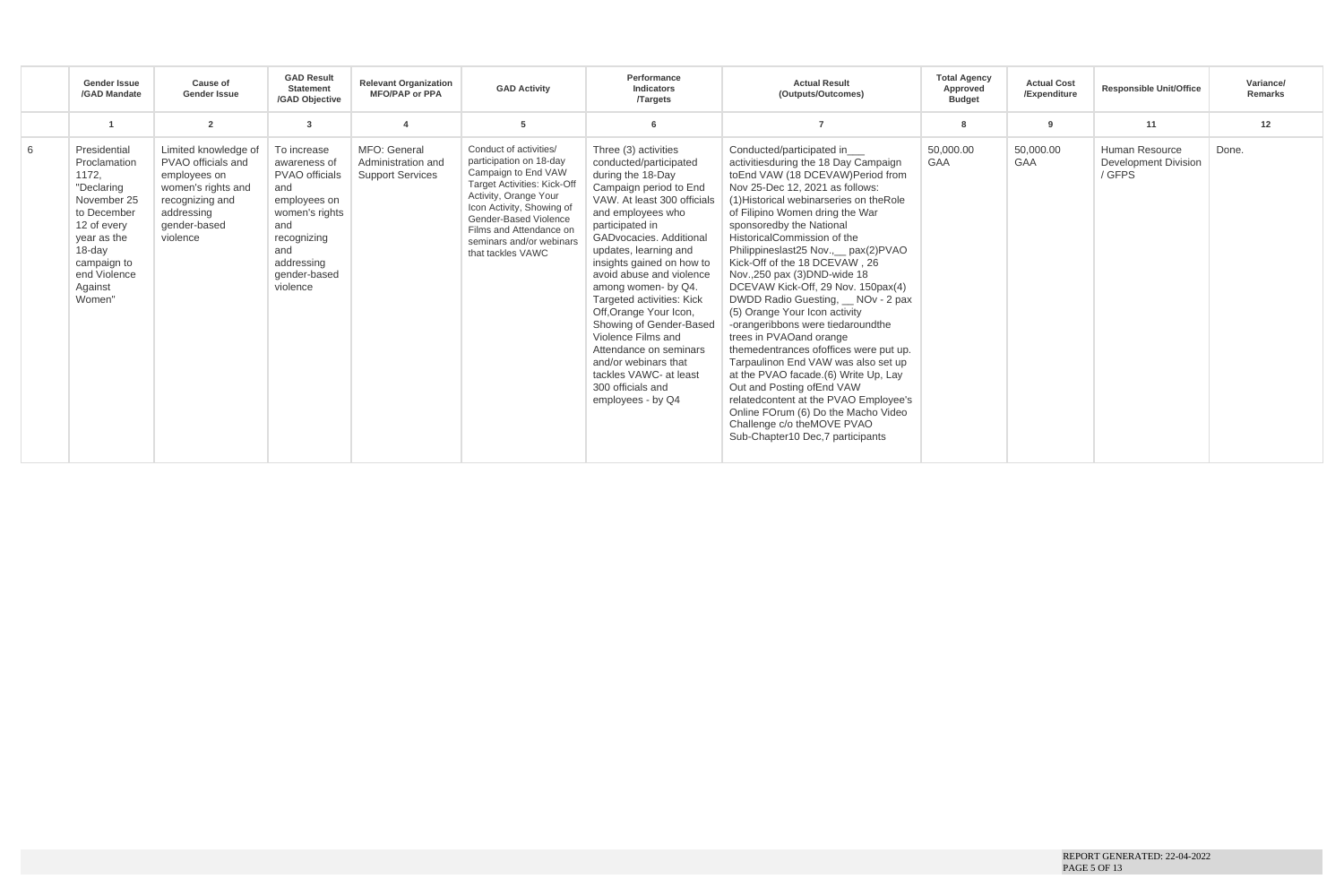| | Gender Issue /GAD Mandate | Cause of Gender Issue | GAD Result Statement /GAD Objective | Relevant Organization MFO/PAP or PPA | GAD Activity | Performance Indicators /Targets | Actual Result (Outputs/Outcomes) | Total Agency Approved Budget | Actual Cost /Expenditure | Responsible Unit/Office | Variance/ Remarks |
|---|---|---|---|---|---|---|---|---|---|---|---|
| | 1 | 2 | 3 | 4 | 5 | 6 | 7 | 8 | 9 | 11 | 12 |
| 6 | Presidential Proclamation 1172, "Declaring November 25 to December 12 of every year as the 18-day campaign to end Violence Against Women" | Limited knowledge of PVAO officials and employees on women's rights and recognizing and addressing gender-based violence | To increase awareness of PVAO officials and employees on women's rights and recognizing and addressing gender-based violence | MFO: General Administration and Support Services | Conduct of activities/ participation on 18-day Campaign to End VAW Target Activities: Kick-Off Activity, Orange Your Icon Activity, Showing of Gender-Based Violence Films and Attendance on seminars and/or webinars that tackles VAWC | Three (3) activities conducted/participated during the 18-Day Campaign period to End VAW. At least 300 officials and employees who participated in GADvocacies. Additional updates, learning and insights gained on how to avoid abuse and violence among women- by Q4. Targeted activities: Kick Off,Orange Your Icon, Showing of Gender-Based Violence Films and Attendance on seminars and/or webinars that tackles VAWC- at least 300 officials and employees - by Q4 | Conducted/participated in___ activitiesduring the 18 Day Campaign toEnd VAW (18 DCEVAW)Period from Nov 25-Dec 12, 2021 as follows: (1)Historical webinarseries on theRole of Filipino Women dring the War sponsoredby the National HistoricalCommission of the Philippineslast25 Nov.,__ pax(2)PVAO Kick-Off of the 18 DCEVAW , 26 Nov.,250 pax (3)DND-wide 18 DCEVAW Kick-Off, 29 Nov. 150pax(4) DWDD Radio Guesting, __ NOv - 2 pax (5) Orange Your Icon activity -orangeribbons were tiedaroundthe trees in PVAOand orange themedentrances ofoffices were put up. Tarpaulinon End VAW was also set up at the PVAO facade.(6) Write Up, Lay Out and Posting ofEnd VAW relatedcontent at the PVAO Employee's Online FOrum (6) Do the Macho Video Challenge c/o theMOVE PVAO Sub-Chapter10 Dec,7 participants | 50,000.00 GAA | 50,000.00 GAA | Human Resource Development Division / GFPS | Done. |

REPORT GENERATED: 22-04-2022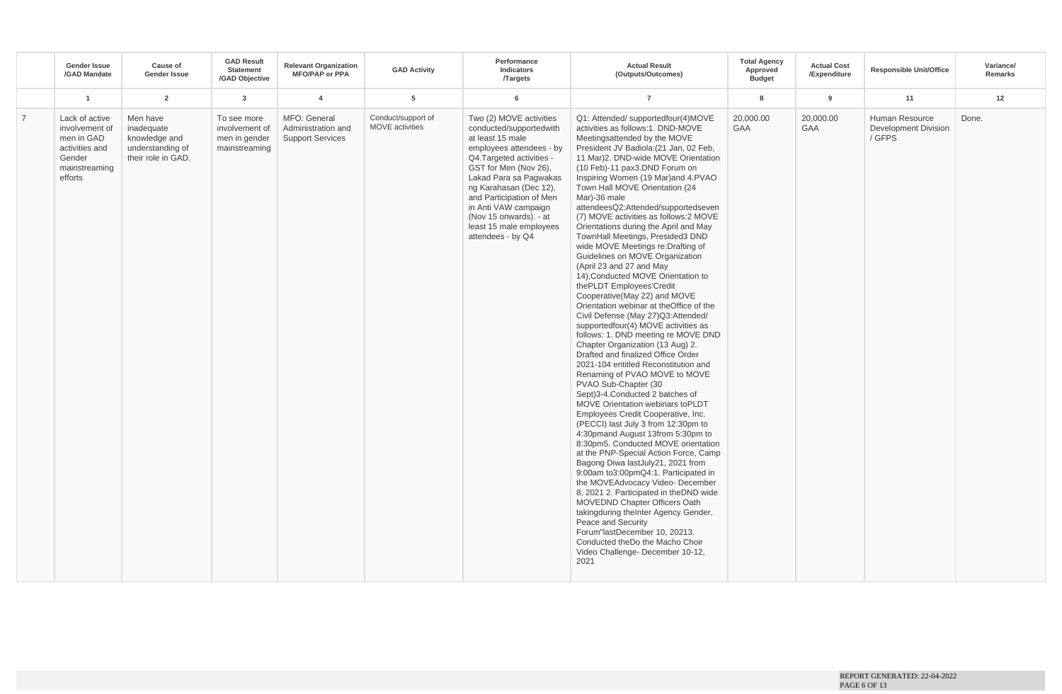| | Gender Issue /GAD Mandate | Cause of Gender Issue | GAD Result Statement /GAD Objective | Relevant Organization MFO/PAP or PPA | GAD Activity | Performance Indicators /Targets | Actual Result (Outputs/Outcomes) | Total Agency Approved Budget | Actual Cost /Expenditure | Responsible Unit/Office | Variance/ Remarks |
|---|---|---|---|---|---|---|---|---|---|---|---|
| | 1 | 2 | 3 | 4 | 5 | 6 | 7 | 8 | 9 | 11 | 12 |
| 7 | Lack of active involvement of men in GAD activities and Gender mainstreaming efforts | Men have inadequate knowledge and understanding of their role in GAD. | To see more involvement of men in gender mainstreaming | MFO: General Administration and Support Services | Conduct/support of MOVE activities | Two (2) MOVE activities conducted/supportedwith at least 15 male employees attendees - by Q4.Targeted activities - GST for Men (Nov 26), Lakad Para sa Pagwakas ng Karahasan (Dec 12), and Participation of Men in Anti VAW campaign (Nov 15 onwards). - at least 15 male employees attendees - by Q4 | Q1: Attended/ supportedfour(4)MOVE activities as follows:1. DND-MOVE Meetingsattended by the MOVE President JV Badiola:(21 Jan, 02 Feb, 11 Mar)2. DND-wide MOVE Orientation (10 Feb)-11 pax3.DND Forum on Inspiring Women (19 Mar)and 4.PVAO Town Hall MOVE Orientation (24 Mar)-36 male attendeesQ2:Attended/supportedseven (7) MOVE activities as follows:2 MOVE Orientations during the April and May TownHall Meetings, Presided3 DND wide MOVE Meetings re:Drafting of Guidelines on MOVE Organization (April 23 and 27 and May 14),Conducted MOVE Orientation to thePLDT Employees'Credit Cooperative(May 22) and MOVE Orientation webinar at theOffice of the Civil Defense (May 27)Q3:Attended/ supportedfour(4) MOVE activities as follows: 1. DND meeting re MOVE DND Chapter Organization (13 Aug) 2. Drafted and finalized Office Order 2021-104 entitled Reconstitution and Renaming of PVAO MOVE to MOVE PVAO Sub-Chapter (30 Sept)3-4.Conducted 2 batches of MOVE Orientation webinars toPLDT Employees Credit Cooperative, Inc. (PECCI) last July 3 from 12:30pm to 4:30pmand August 13from 5:30pm to 8:30pm5. Conducted MOVE orientation at the PNP-Special Action Force, Camp Bagong Diwa lastJuly21, 2021 from 9:00am to3:00pmQ4:1. Participated in the MOVEAdvocacy Video- December 8, 2021 2. Participated in theDND wide MOVEDND Chapter Officers Oath takingduring theInter Agency Gender, Peace and Security Forum"lastDecember 10, 20213. Conducted theDo the Macho Choir Video Challenge- December 10-12, 2021 | 20,000.00 GAA | 20,000.00 GAA | Human Resource Development Division / GFPS | Done. |

REPORT GENERATED: 22-04-2022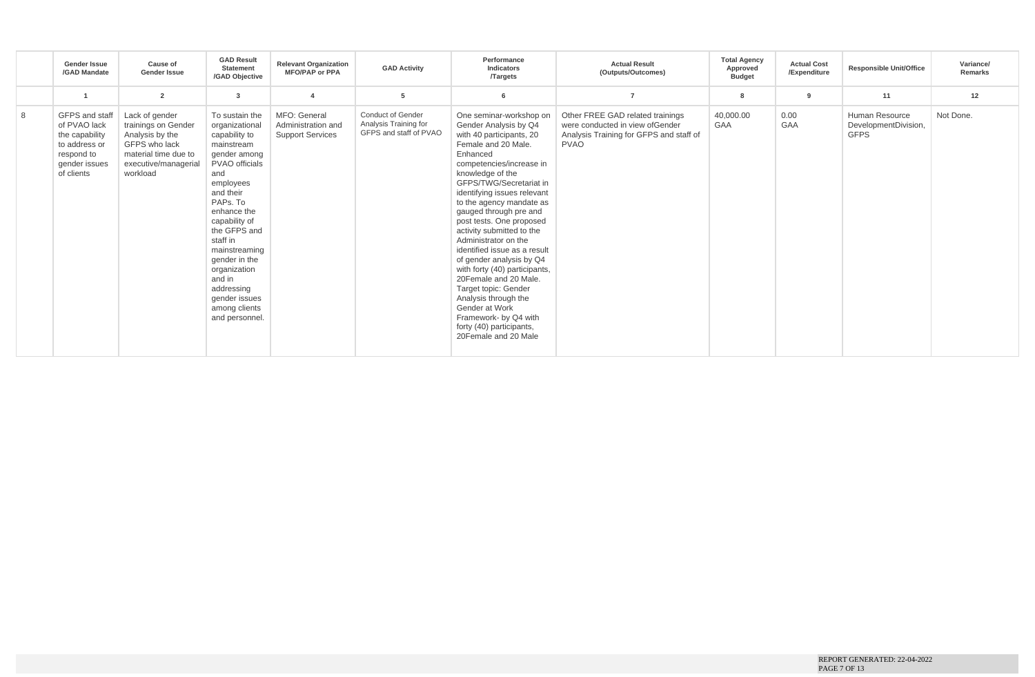| | Gender Issue /GAD Mandate | Cause of Gender Issue | GAD Result Statement /GAD Objective | Relevant Organization MFO/PAP or PPA | GAD Activity | Performance Indicators /Targets | Actual Result (Outputs/Outcomes) | Total Agency Approved Budget | Actual Cost /Expenditure | Responsible Unit/Office | Variance/ Remarks |
|---|---|---|---|---|---|---|---|---|---|---|---|
| | 1 | 2 | 3 | 4 | 5 | 6 | 7 | 8 | 9 | 11 | 12 |
| 8 | GFPS and staff of PVAO lack the capability to address or respond to gender issues of clients | Lack of gender trainings on Gender Analysis by the GFPS who lack material time due to executive/managerial workload | To sustain the organizational capability to mainstream gender among PVAO officials and employees and their PAPs. To enhance the capability of the GFPS and staff in mainstreaming gender in the organization and in addressing gender issues among clients and personnel. | MFO: General Administration and Support Services | Conduct of Gender Analysis Training for GFPS and staff of PVAO | One seminar-workshop on Gender Analysis by Q4 with 40 participants, 20 Female and 20 Male. Enhanced competencies/increase in knowledge of the GFPS/TWG/Secretariat in identifying issues relevant to the agency mandate as gauged through pre and post tests. One proposed activity submitted to the Administrator on the identified issue as a result of gender analysis by Q4 with forty (40) participants, 20Female and 20 Male. Target topic: Gender Analysis through the Gender at Work Framework- by Q4 with forty (40) participants, 20Female and 20 Male | Other FREE GAD related trainings were conducted in view ofGender Analysis Training for GFPS and staff of PVAO | 40,000.00 GAA | 0.00 GAA | Human Resource DevelopmentDivision, GFPS | Not Done. |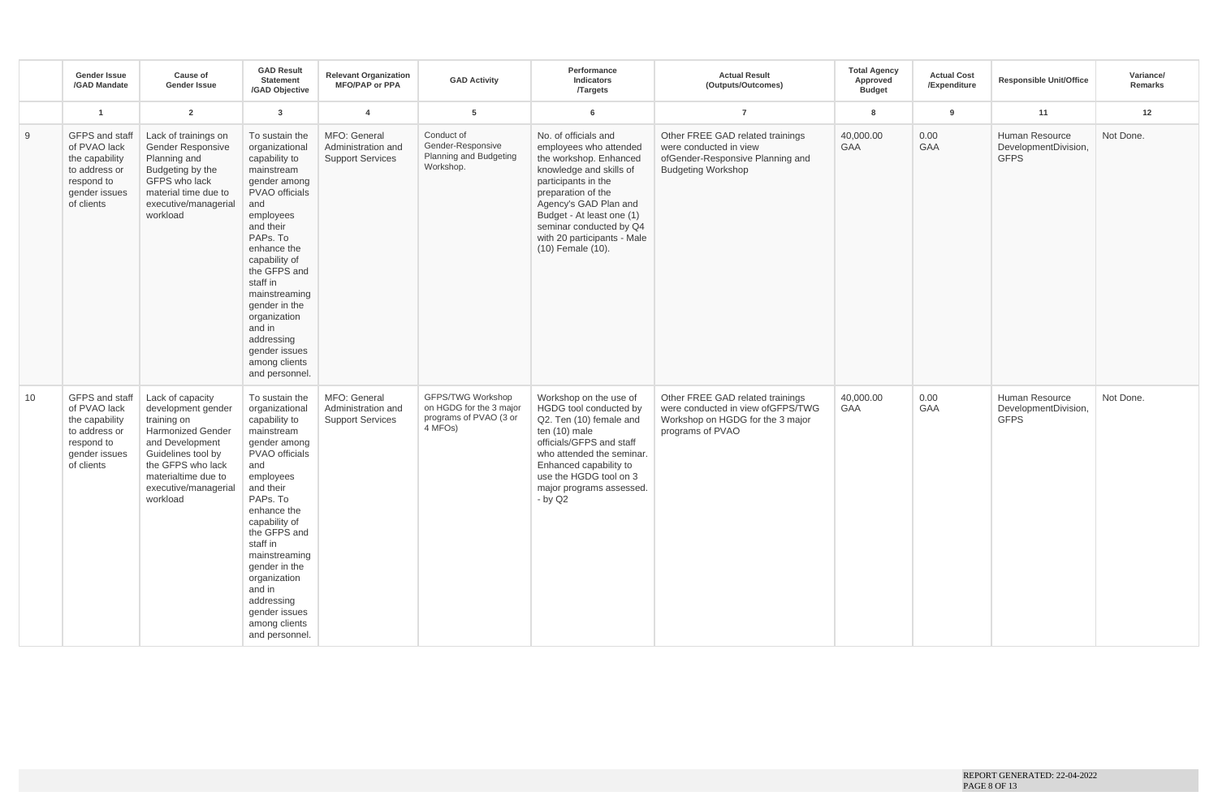| | Gender Issue /GAD Mandate | Cause of Gender Issue | GAD Result Statement /GAD Objective | Relevant Organization MFO/PAP or PPA | GAD Activity | Performance Indicators /Targets | Actual Result (Outputs/Outcomes) | Total Agency Approved Budget | Actual Cost /Expenditure | Responsible Unit/Office | Variance/ Remarks |
|---|---|---|---|---|---|---|---|---|---|---|---|
| | 1 | 2 | 3 | 4 | 5 | 6 | 7 | 8 | 9 | 11 | 12 |
| 9 | GFPS and staff of PVAO lack the capability to address or respond to gender issues of clients | Lack of trainings on Gender Responsive Planning and Budgeting by the GFPS who lack material time due to executive/managerial workload | To sustain the organizational capability to mainstream gender among PVAO officials and employees and their PAPs. To enhance the capability of the GFPS and staff in mainstreaming gender in the organization and in addressing gender issues among clients and personnel. | MFO: General Administration and Support Services | Conduct of Gender-Responsive Planning and Budgeting Workshop. | No. of officials and employees who attended the workshop. Enhanced knowledge and skills of participants in the preparation of the Agency's GAD Plan and Budget - At least one (1) seminar conducted by Q4 with 20 participants - Male (10) Female (10). | Other FREE GAD related trainings were conducted in view ofGender-Responsive Planning and Budgeting Workshop | 40,000.00 GAA | 0.00 GAA | Human Resource DevelopmentDivision, GFPS | Not Done. |
| 10 | GFPS and staff of PVAO lack the capability to address or respond to gender issues of clients | Lack of capacity development gender training on Harmonized Gender and Development Guidelines tool by the GFPS who lack materialtime due to executive/managerial workload | To sustain the organizational capability to mainstream gender among PVAO officials and employees and their PAPs. To enhance the capability of the GFPS and staff in mainstreaming gender in the organization and in addressing gender issues among clients and personnel. | MFO: General Administration and Support Services | GFPS/TWG Workshop on HGDG for the 3 major programs of PVAO (3 or 4 MFOs) | Workshop on the use of HGDG tool conducted by Q2. Ten (10) female and ten (10) male officials/GFPS and staff who attended the seminar. Enhanced capability to use the HGDG tool on 3 major programs assessed. - by Q2 | Other FREE GAD related trainings were conducted in view ofGFPS/TWG Workshop on HGDG for the 3 major programs of PVAO | 40,000.00 GAA | 0.00 GAA | Human Resource DevelopmentDivision, GFPS | Not Done. |

REPORT GENERATED: 22-04-2022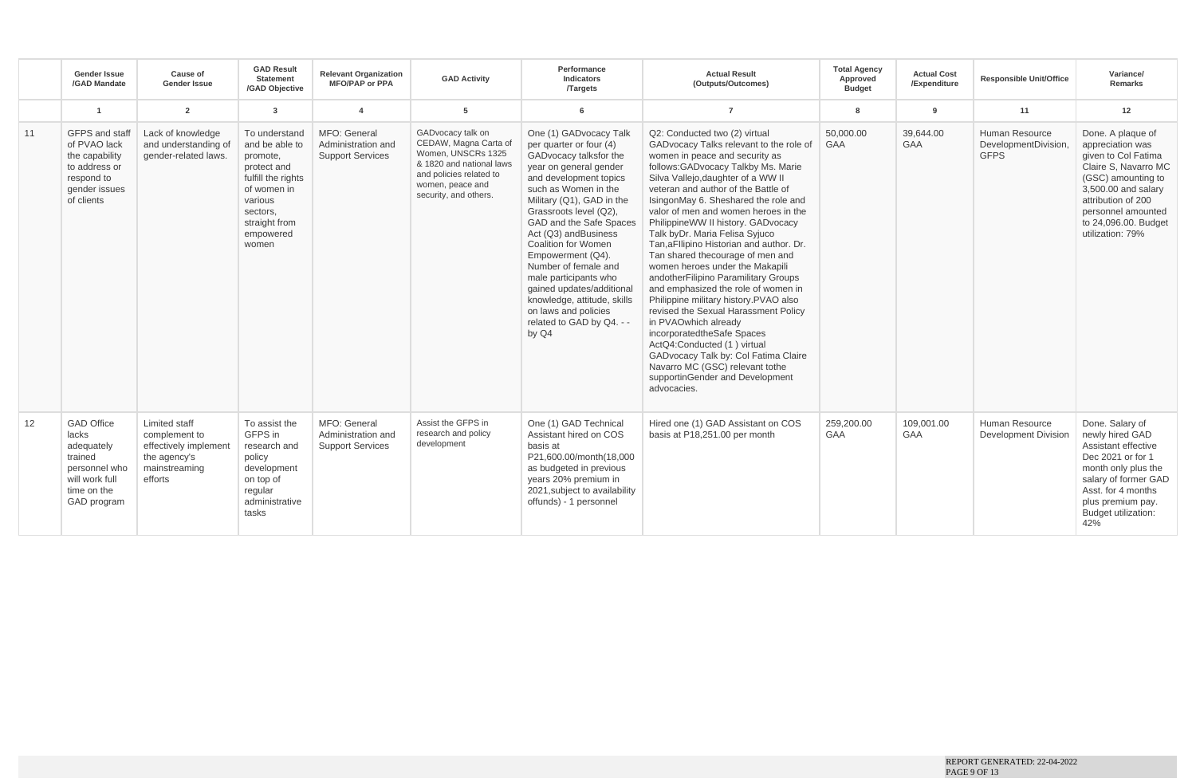| | Gender Issue /GAD Mandate | Cause of Gender Issue | GAD Result Statement /GAD Objective | Relevant Organization MFO/PAP or PPA | GAD Activity | Performance Indicators /Targets | Actual Result (Outputs/Outcomes) | Total Agency Approved Budget | Actual Cost /Expenditure | Responsible Unit/Office | Variance/ Remarks |
|---|---|---|---|---|---|---|---|---|---|---|---|
| | 1 | 2 | 3 | 4 | 5 | 6 | 7 | 8 | 9 | 11 | 12 |
| 11 | GFPS and staff of PVAO lack the capability to address or respond to gender issues of clients | Lack of knowledge and understanding of gender-related laws. | To understand and be able to promote, protect and fulfill the rights of women in various sectors, straight from empowered women | MFO: General Administration and Support Services | GADvocacy talk on CEDAW, Magna Carta of Women, UNSCRs 1325 & 1820 and national laws and policies related to women, peace and security, and others. | One (1) GADvocacy Talk per quarter or four (4) GADvocacy talksfor the year on general gender and development topics such as Women in the Military (Q1), GAD in the Grassroots level (Q2), GAD and the Safe Spaces Act (Q3) andBusiness Coalition for Women Empowerment (Q4). Number of female and male participants who gained updates/additional knowledge, attitude, skills on laws and policies related to GAD by Q4. - - by Q4 | Q2: Conducted two (2) virtual GADvocacy Talks relevant to the role of women in peace and security as follows:GADvocacy Talkby Ms. Marie Silva Vallejo,daughter of a WW II veteran and author of the Battle of IsingonMay 6. Sheshared the role and valor of men and women heroes in the PhilippineWW II history. GADvocacy Talk byDr. Maria Felisa Syjuco Tan,aFIlipino Historian and author. Dr. Tan shared thecourage of men and women heroes under the Makapili andotherFilipino Paramilitary Groups and emphasized the role of women in Philippine military history.PVAO also revised the Sexual Harassment Policy in PVAOwhich already incorporatedtheSafe Spaces ActQ4:Conducted (1 ) virtual GADvocacy Talk by: Col Fatima Claire Navarro MC (GSC) relevant tothe supportinGender and Development advocacies. | 50,000.00 GAA | 39,644.00 GAA | Human Resource DevelopmentDivision, GFPS | Done. A plaque of appreciation was given to Col Fatima Claire S, Navarro MC (GSC) amounting to 3,500.00 and salary attribution of 200 personnel amounted to 24,096.00. Budget utilization: 79% |
| 12 | GAD Office lacks adequately trained personnel who will work full time on the GAD program | Limited staff complement to effectively implement the agency's mainstreaming efforts | To assist the GFPS in research and policy development on top of regular administrative tasks | MFO: General Administration and Support Services | Assist the GFPS in research and policy development | One (1) GAD Technical Assistant hired on COS basis at P21,600.00/month(18,000 as budgeted in previous years 20% premium in 2021,subject to availability offunds) - 1 personnel | Hired one (1) GAD Assistant on COS basis at P18,251.00 per month | 259,200.00 GAA | 109,001.00 GAA | Human Resource Development Division | Done. Salary of newly hired GAD Assistant effective Dec 2021 or for 1 month only plus the salary of former GAD Asst. for 4 months plus premium pay. Budget utilization: 42% |

REPORT GENERATED: 22-04-2022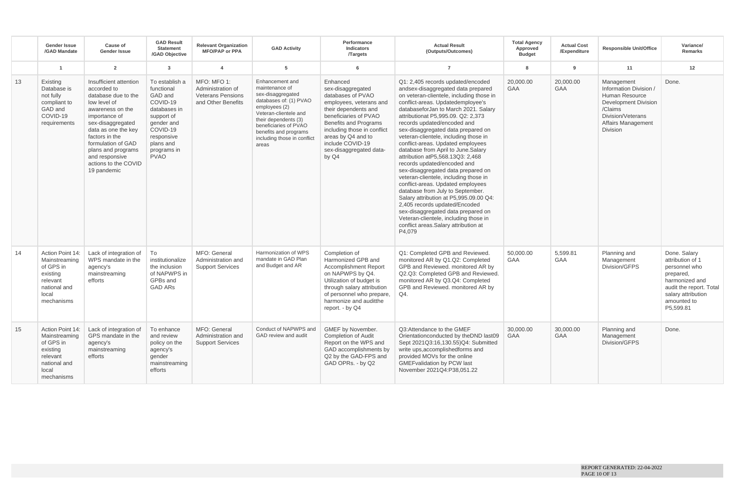| | Gender Issue /GAD Mandate | Cause of Gender Issue | GAD Result Statement /GAD Objective | Relevant Organization MFO/PAP or PPA | GAD Activity | Performance Indicators /Targets | Actual Result (Outputs/Outcomes) | Total Agency Approved Budget | Actual Cost /Expenditure | Responsible Unit/Office | Variance/ Remarks |
|---|---|---|---|---|---|---|---|---|---|---|---|
| | 1 | 2 | 3 | 4 | 5 | 6 | 7 | 8 | 9 | 11 | 12 |
| 13 | Existing Database is not fully compliant to GAD and COVID-19 requirements | Insufficient attention accorded to database due to the low level of awareness on the importance of sex-disaggregated data as one the key factors in the formulation of GAD plans and programs and responsive actions to the COVID 19 pandemic | To establish a functional GAD and COVID-19 databases in support of gender and COVID-19 responsive plans and programs in PVAO | MFO: MFO 1: Administration of Veterans Pensions and Other Benefits | Enhancement and maintenance of sex-disaggregated databases of: (1) PVAO employees (2) Veteran-clientele and their dependents (3) beneficiaries of PVAO benefits and programs including those in conflict areas | Enhanced sex-disaggregated databases of PVAO employees, veterans and their dependents and beneficiaries of PVAO Benefits and Programs including those in conflict areas by Q4 and to include COVID-19 sex-disaggregated data- by Q4 | Q1: 2,405 records updated/encoded andsex-disaggregated data prepared on veteran-clientele, including those in conflict-areas. Updatedemployee's databaseforJan to March 2021. Salary attributionat P5,995.09. Q2: 2,373 records updated/encoded and sex-disaggregated data prepared on veteran-clientele, including those in conflict-areas. Updated employees database from April to June.Salary attribution atP5,568.13Q3: 2,468 records updated/encoded and sex-disaggregated data prepared on veteran-clientele, including those in conflict-areas. Updated employees database from July to September. Salary attribution at P5,995.09.00 Q4: 2,405 records updated/Encoded sex-disaggregated data prepared on Veteran-clientele, including those in conflict areas.Salary attribution at P4,079 | 20,000.00 GAA | 20,000.00 GAA | Management Information Division / Human Resource Development Division /Claims Division/Veterans Affairs Management Division | Done. |
| 14 | Action Point 14: Mainstreaming of GPS in existing relevant national and local mechanisms | Lack of integration of WPS mandate in the agency's mainstreaming efforts | To institutionalize the inclusion of NAPWPS in GPBs and GAD ARs | MFO: General Administration and Support Services | Harmonization of WPS mandate in GAD Plan and Budget and AR | Completion of Harmonized GPB and Accomplishment Report on NAPWPS by Q4. Utilization of budget is through salary attribution of personnel who prepare, harmonize and auditthe report. - by Q4 | Q1: Completed GPB and Reviewed. monitored AR by Q1.Q2: Completed GPB and Reviewed. monitored AR by Q2.Q3: Completed GPB and Reviewed. monitored AR by Q3.Q4: Completed GPB and Reviewed. monitored AR by Q4. | 50,000.00 GAA | 5,599.81 GAA | Planning and Management Division/GFPS | Done. Salary attribution of 1 personnel who prepared, harmonized and audit the report. Total salary attribution amounted to P5,599.81 |
| 15 | Action Point 14: Mainstreaming of GPS in existing relevant national and local mechanisms | Lack of integration of GPS mandate in the agency's mainstreaming efforts | To enhance and review policy on the agency's gender mainstreaming efforts | MFO: General Administration and Support Services | Conduct of NAPWPS and GAD review and audit | GMEF by November. Completion of Audit Report on the WPS and GAD accomplishments by Q2 by the GAD-FPS and GAD OPRs. - by Q2 | Q3:Attendance to the GMEF Orientationconducted by theDND last09 Sept 2021Q3:16,130.55)Q4: Submitted write ups,accomplishedforms and provided MOVs for the online GMEFvalidation by PCW last November 2021Q4:P38,051.22 | 30,000.00 GAA | 30,000.00 GAA | Planning and Management Division/GFPS | Done. |

REPORT GENERATED: 22-04-2022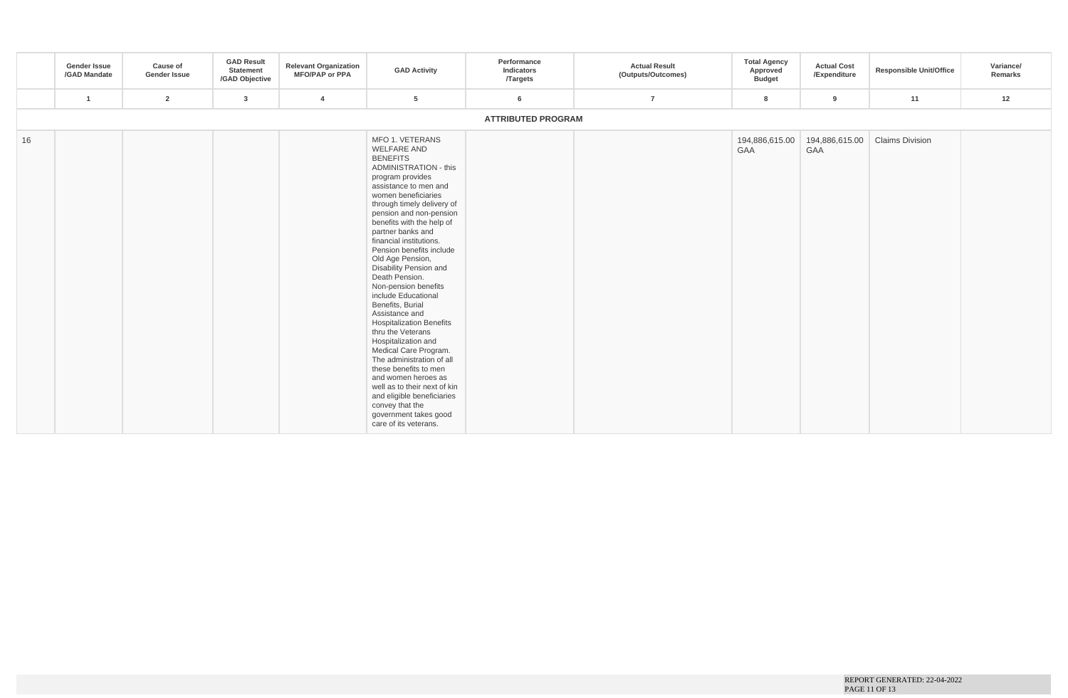| | Gender Issue /GAD Mandate | Cause of Gender Issue | GAD Result Statement /GAD Objective | Relevant Organization MFO/PAP or PPA | GAD Activity | Performance Indicators /Targets | Actual Result (Outputs/Outcomes) | Total Agency Approved Budget | Actual Cost /Expenditure | Responsible Unit/Office | Variance/ Remarks |
|---|---|---|---|---|---|---|---|---|---|---|---|
| | 1 | 2 | 3 | 4 | 5 | 6 | 7 | 8 | 9 | 11 | 12 |
| **ATTRIBUTED PROGRAM** | | | | | | | | | | | |
| 16 | | | | | MFO 1. VETERANS WELFARE AND BENEFITS ADMINISTRATION - this program provides assistance to men and women beneficiaries through timely delivery of pension and non-pension benefits with the help of partner banks and financial institutions. Pension benefits include Old Age Pension, Disability Pension and Death Pension. Non-pension benefits include Educational Benefits, Burial Assistance and Hospitalization Benefits thru the Veterans Hospitalization and Medical Care Program. The administration of all these benefits to men and women heroes as well as to their next of kin and eligible beneficiaries convey that the government takes good care of its veterans. | | | 194,886,615.00 GAA | 194,886,615.00 GAA | Claims Division | |

REPORT GENERATED: 22-04-2022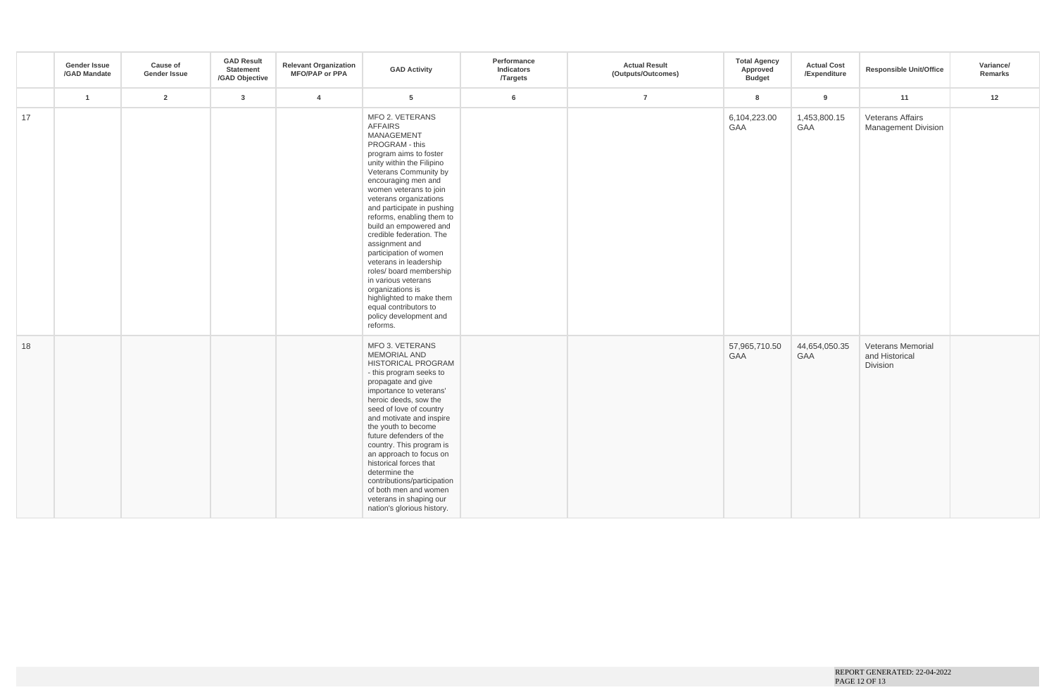| | Gender Issue /GAD Mandate | Cause of Gender Issue | GAD Result Statement /GAD Objective | Relevant Organization MFO/PAP or PPA | GAD Activity | Performance Indicators /Targets | Actual Result (Outputs/Outcomes) | Total Agency Approved Budget | Actual Cost /Expenditure | Responsible Unit/Office | Variance/ Remarks |
|---|---|---|---|---|---|---|---|---|---|---|---|
| | 1 | 2 | 3 | 4 | 5 | 6 | 7 | 8 | 9 | 11 | 12 |
| 17 | | | | | MFO 2. VETERANS AFFAIRS MANAGEMENT PROGRAM - this program aims to foster unity within the Filipino Veterans Community by encouraging men and women veterans to join veterans organizations and participate in pushing reforms, enabling them to build an empowered and credible federation. The assignment and participation of women veterans in leadership roles/ board membership in various veterans organizations is highlighted to make them equal contributors to policy development and reforms. | | | 6,104,223.00 GAA | 1,453,800.15 GAA | Veterans Affairs Management Division | |
| 18 | | | | | MFO 3. VETERANS MEMORIAL AND HISTORICAL PROGRAM - this program seeks to propagate and give importance to veterans' heroic deeds, sow the seed of love of country and motivate and inspire the youth to become future defenders of the country. This program is an approach to focus on historical forces that determine the contributions/participation of both men and women veterans in shaping our nation's glorious history. | | | 57,965,710.50 GAA | 44,654,050.35 GAA | Veterans Memorial and Historical Division | |

REPORT GENERATED: 22-04-2022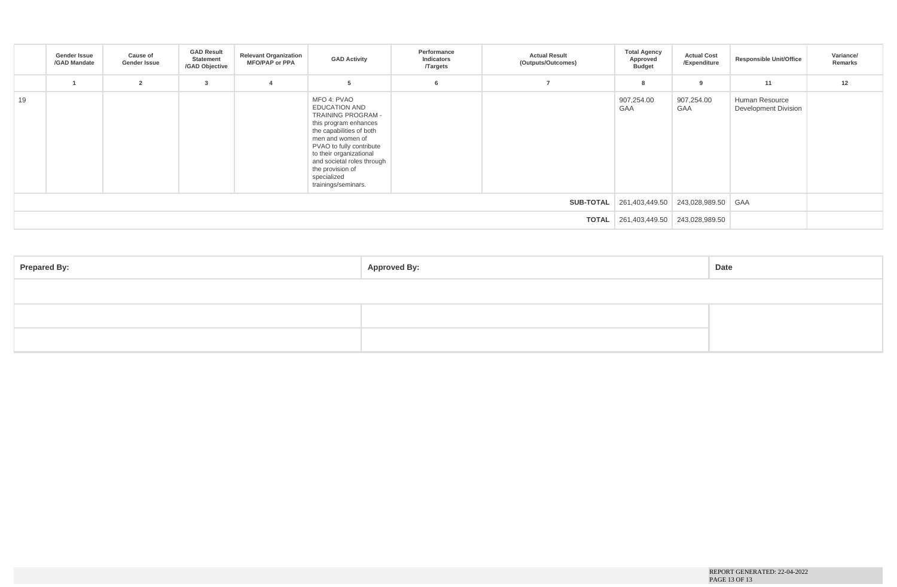| | Gender Issue /GAD Mandate | Cause of Gender Issue | GAD Result Statement /GAD Objective | Relevant Organization MFO/PAP or PPA | GAD Activity | Performance Indicators /Targets | Actual Result (Outputs/Outcomes) | Total Agency Approved Budget | Actual Cost /Expenditure | Responsible Unit/Office | Variance/ Remarks |
|---|---|---|---|---|---|---|---|---|---|---|---|
| | 1 | 2 | 3 | 4 | 5 | 6 | 7 | 8 | 9 | 11 | 12 |
| 19 | | | | | MFO 4: PVAO EDUCATION AND TRAINING PROGRAM - this program enhances the capabilities of both men and women of PVAO to fully contribute to their organizational and societal roles through the provision of specialized trainings/seminars. | | | 907,254.00 GAA | 907,254.00 GAA | Human Resource Development Division | |
| | | | | | | | **SUB-TOTAL** | 261,403,449.50 | 243,028,989.50 | GAA | |
| | | | | | | | **TOTAL** | 261,403,449.50 | 243,028,989.50 | | |

| Prepared By: | Approved By: | Date |
|---|---|---|
| | | |
| | | |
| | | |

REPORT GENERATED: 22-04-2022